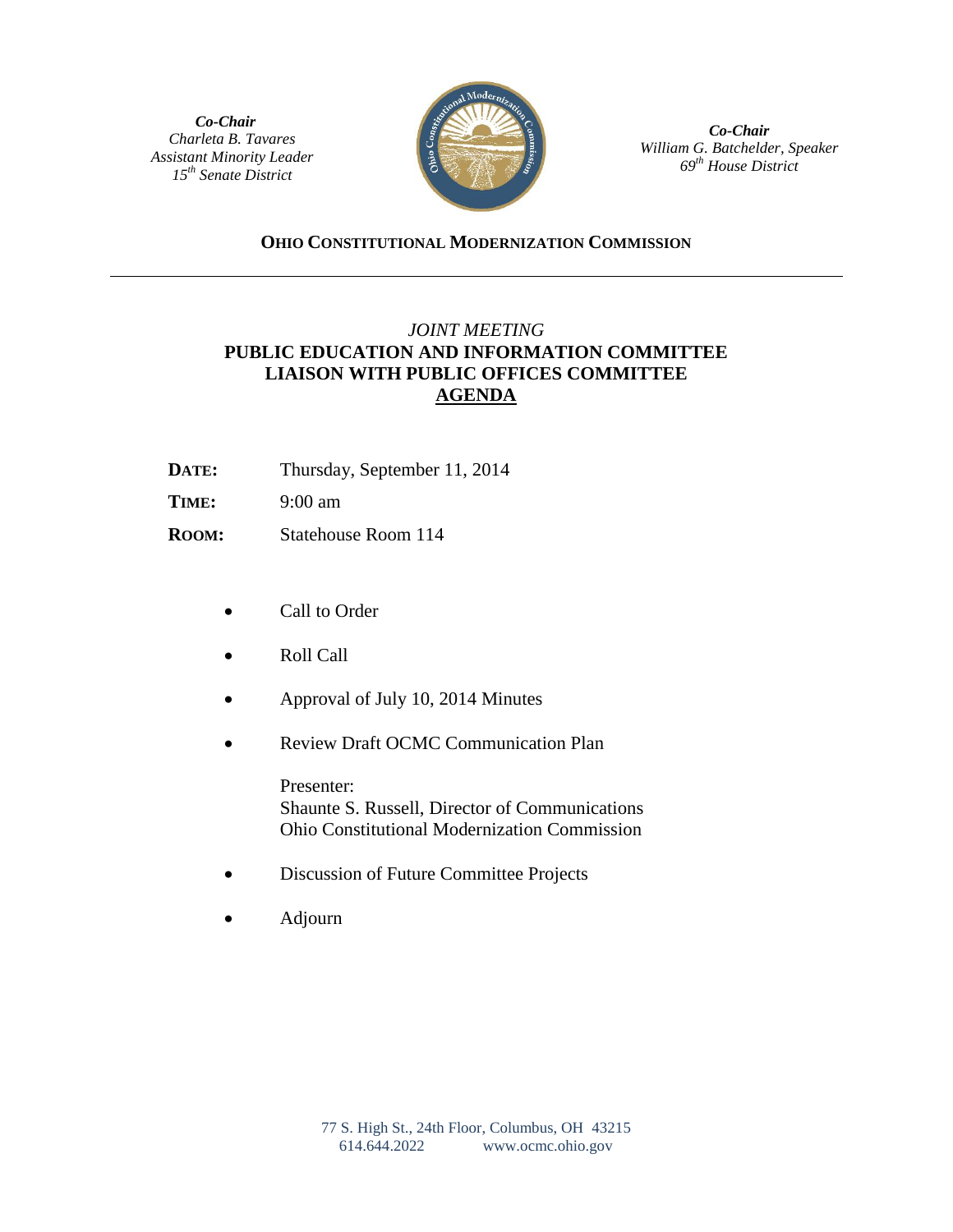***Co-Chair***
*Charleta B. Tavares*
*Assistant Minority Leader*
*15th Senate District*

***Co-Chair***
*William G. Batchelder, Speaker*
*69th House District*

**OHIO CONSTITUTIONAL MODERNIZATION COMMISSION**

---

*JOINT MEETING*

**PUBLIC EDUCATION AND INFORMATION COMMITTEE**
**LIAISON WITH PUBLIC OFFICES COMMITTEE**
**AGENDA**

**DATE:** Thursday, September 11, 2014

**TIME:** 9:00 am

**ROOM:** Statehouse Room 114

- Call to Order
- Roll Call
- Approval of July 10, 2014 Minutes
- Review Draft OCMC Communication Plan

  Presenter:
  Shaunte S. Russell, Director of Communications
  Ohio Constitutional Modernization Commission
- Discussion of Future Committee Projects
- Adjourn

77 S. High St., 24th Floor, Columbus, OH 43215
614.644.2022 www.ocmc.ohio.gov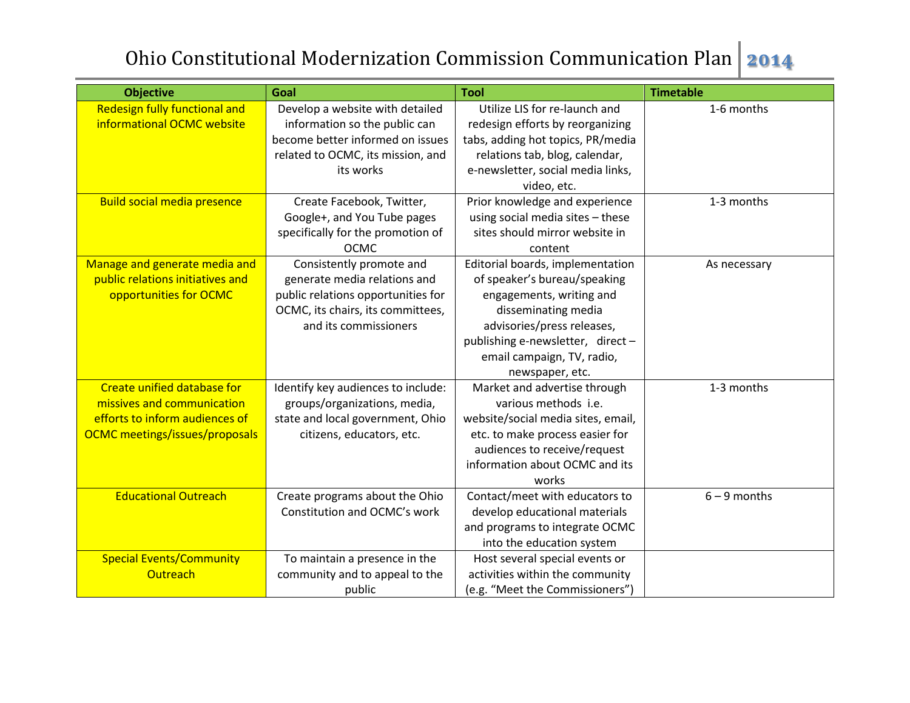# Ohio Constitutional Modernization Commission Communication Plan 2014

| Objective | Goal | Tool | Timetable |
|---|---|---|---|
| Redesign fully functional and informational OCMC website | Develop a website with detailed information so the public can become better informed on issues related to OCMC, its mission, and its works | Utilize LIS for re-launch and redesign efforts by reorganizing tabs, adding hot topics, PR/media relations tab, blog, calendar, e-newsletter, social media links, video, etc. | 1-6 months |
| Build social media presence | Create Facebook, Twitter, Google+, and You Tube pages specifically for the promotion of OCMC | Prior knowledge and experience using social media sites – these sites should mirror website in content | 1-3 months |
| Manage and generate media and public relations initiatives and opportunities for OCMC | Consistently promote and generate media relations and public relations opportunities for OCMC, its chairs, its committees, and its commissioners | Editorial boards, implementation of speaker's bureau/speaking engagements, writing and disseminating media advisories/press releases, publishing e-newsletter, direct – email campaign, TV, radio, newspaper, etc. | As necessary |
| Create unified database for missives and communication efforts to inform audiences of OCMC meetings/issues/proposals | Identify key audiences to include: groups/organizations, media, state and local government, Ohio citizens, educators, etc. | Market and advertise through various methods i.e. website/social media sites, email, etc. to make process easier for audiences to receive/request information about OCMC and its works | 1-3 months |
| Educational Outreach | Create programs about the Ohio Constitution and OCMC's work | Contact/meet with educators to develop educational materials and programs to integrate OCMC into the education system | 6 – 9 months |
| Special Events/Community Outreach | To maintain a presence in the community and to appeal to the public | Host several special events or activities within the community (e.g. "Meet the Commissioners") | |